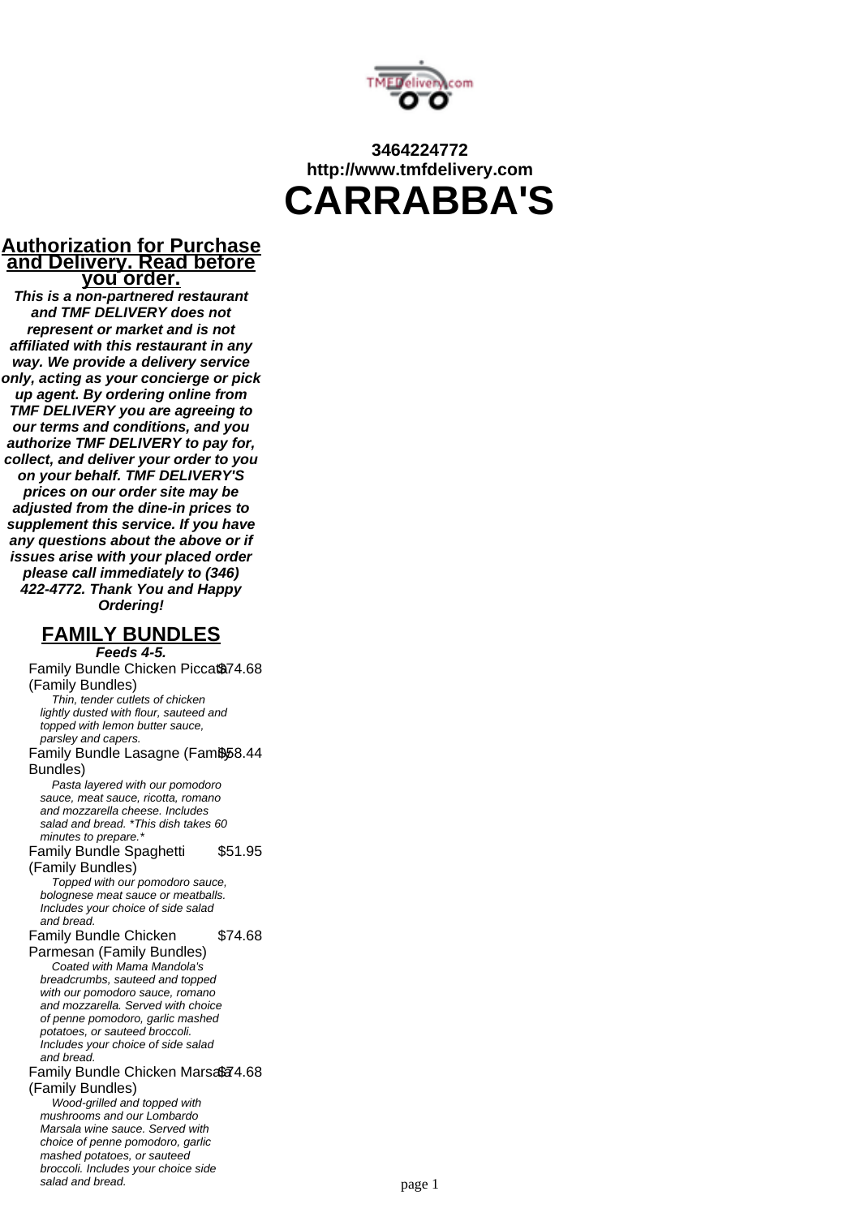3464224772
http://www.tmfdelivery.com

# CARRABBA'S

## Authorization for Purchase and Delivery. Read before you order.

**This is a non-partnered restaurant and TMF DELIVERY does not represent or market and is not affiliated with this restaurant in any way. We provide a delivery service only, acting as your concierge or pick up agent. By ordering online from TMF DELIVERY you are agreeing to our terms and conditions, and you authorize TMF DELIVERY to pay for, collect, and deliver your order to you on your behalf. TMF DELIVERY'S prices on our order site may be adjusted from the dine-in prices to supplement this service. If you have any questions about the above or if issues arise with your placed order please call immediately to (346) 422-4772. Thank You and Happy Ordering!**

## FAMILY BUNDLES

***Feeds 4-5.***

Family Bundle Chicken Piccata (Family Bundles) — $74.68

*Thin, tender cutlets of chicken lightly dusted with flour, sauteed and topped with lemon butter sauce, parsley and capers.*

Family Bundle Lasagne (Family Bundles) — $58.44

*Pasta layered with our pomodoro sauce, meat sauce, ricotta, romano and mozzarella cheese. Includes salad and bread. *This dish takes 60 minutes to prepare.**

Family Bundle Spaghetti (Family Bundles) — $51.95

*Topped with our pomodoro sauce, bolognese meat sauce or meatballs. Includes your choice of side salad and bread.*

Family Bundle Chicken Parmesan (Family Bundles) — $74.68

*Coated with Mama Mandola's breadcrumbs, sauteed and topped with our pomodoro sauce, romano and mozzarella. Served with choice of penne pomodoro, garlic mashed potatoes, or sauteed broccoli. Includes your choice of side salad and bread.*

Family Bundle Chicken Marsala (Family Bundles) — $74.68

*Wood-grilled and topped with mushrooms and our Lombardo Marsala wine sauce. Served with choice of penne pomodoro, garlic mashed potatoes, or sauteed broccoli. Includes your choice side salad and bread.*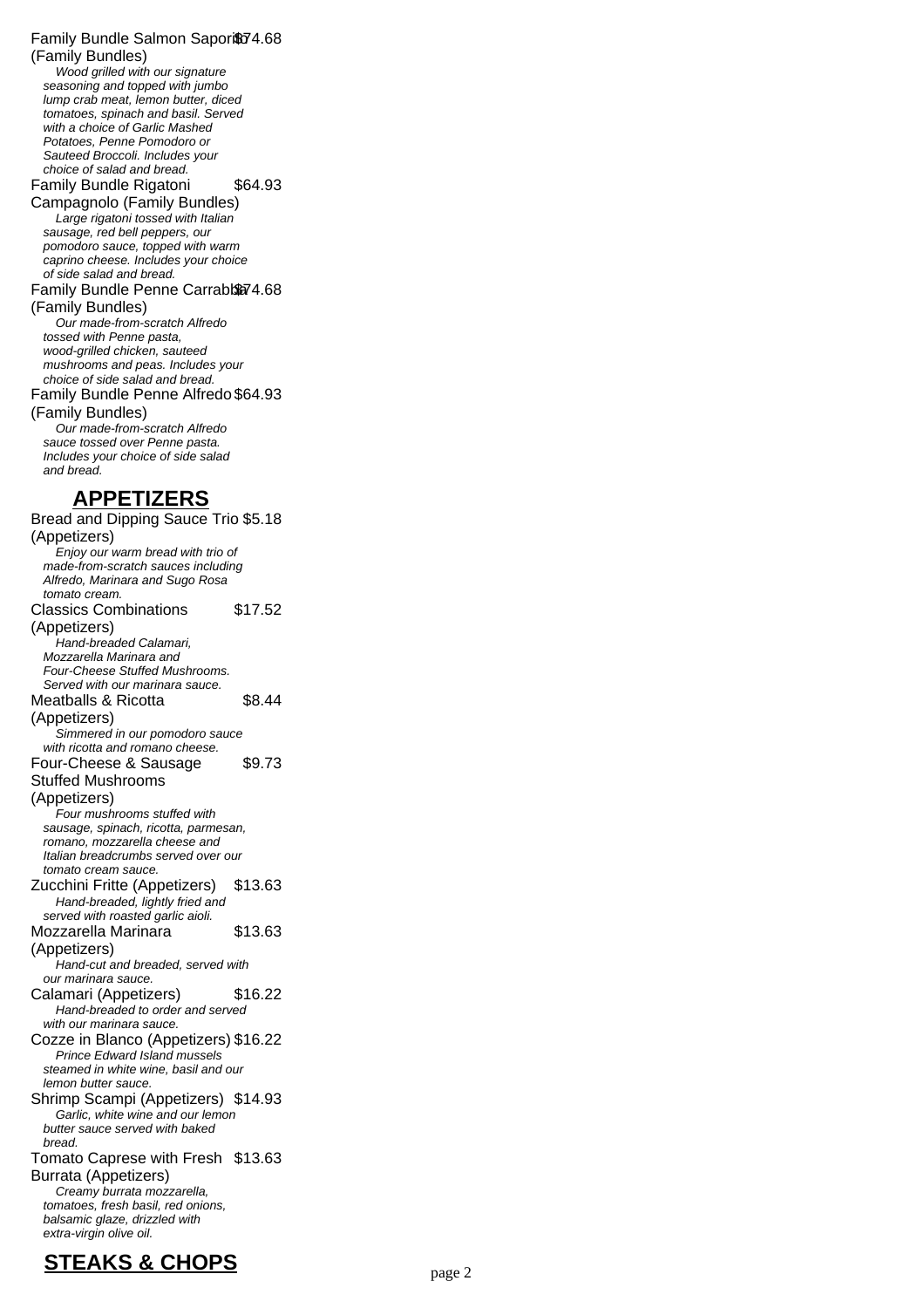Family Bundle Salmon Saporito $74.68
(Family Bundles)

*Wood grilled with our signature seasoning and topped with jumbo lump crab meat, lemon butter, diced tomatoes, spinach and basil. Served with a choice of Garlic Mashed Potatoes, Penne Pomodoro or Sauteed Broccoli. Includes your choice of salad and bread.*

Family Bundle Rigatoni Campagnolo (Family Bundles) $64.93

*Large rigatoni tossed with Italian sausage, red bell peppers, our pomodoro sauce, topped with warm caprino cheese. Includes your choice of side salad and bread.*

Family Bundle Penne Carrabba $74.68
(Family Bundles)

*Our made-from-scratch Alfredo tossed with Penne pasta, wood-grilled chicken, sauteed mushrooms and peas. Includes your choice of side salad and bread.*

Family Bundle Penne Alfredo $64.93
(Family Bundles)

*Our made-from-scratch Alfredo sauce tossed over Penne pasta. Includes your choice of side salad and bread.*

## APPETIZERS

Bread and Dipping Sauce Trio $5.18
(Appetizers)

*Enjoy our warm bread with trio of made-from-scratch sauces including Alfredo, Marinara and Sugo Rosa tomato cream.*

Classics Combinations (Appetizers) $17.52

*Hand-breaded Calamari, Mozzarella Marinara and Four-Cheese Stuffed Mushrooms. Served with our marinara sauce.*

Meatballs & Ricotta (Appetizers) $8.44

*Simmered in our pomodoro sauce with ricotta and romano cheese.*

Four-Cheese & Sausage Stuffed Mushrooms (Appetizers) $9.73

*Four mushrooms stuffed with sausage, spinach, ricotta, parmesan, romano, mozzarella cheese and Italian breadcrumbs served over our tomato cream sauce.*

Zucchini Fritte (Appetizers) $13.63

*Hand-breaded, lightly fried and served with roasted garlic aioli.*

Mozzarella Marinara (Appetizers) $13.63

*Hand-cut and breaded, served with our marinara sauce.*

Calamari (Appetizers) $16.22

*Hand-breaded to order and served with our marinara sauce.*

Cozze in Blanco (Appetizers) $16.22

*Prince Edward Island mussels steamed in white wine, basil and our lemon butter sauce.*

Shrimp Scampi (Appetizers) $14.93

*Garlic, white wine and our lemon butter sauce served with baked bread.*

Tomato Caprese with Fresh Burrata (Appetizers) $13.63

*Creamy burrata mozzarella, tomatoes, fresh basil, red onions, balsamic glaze, drizzled with extra-virgin olive oil.*

## STEAKS & CHOPS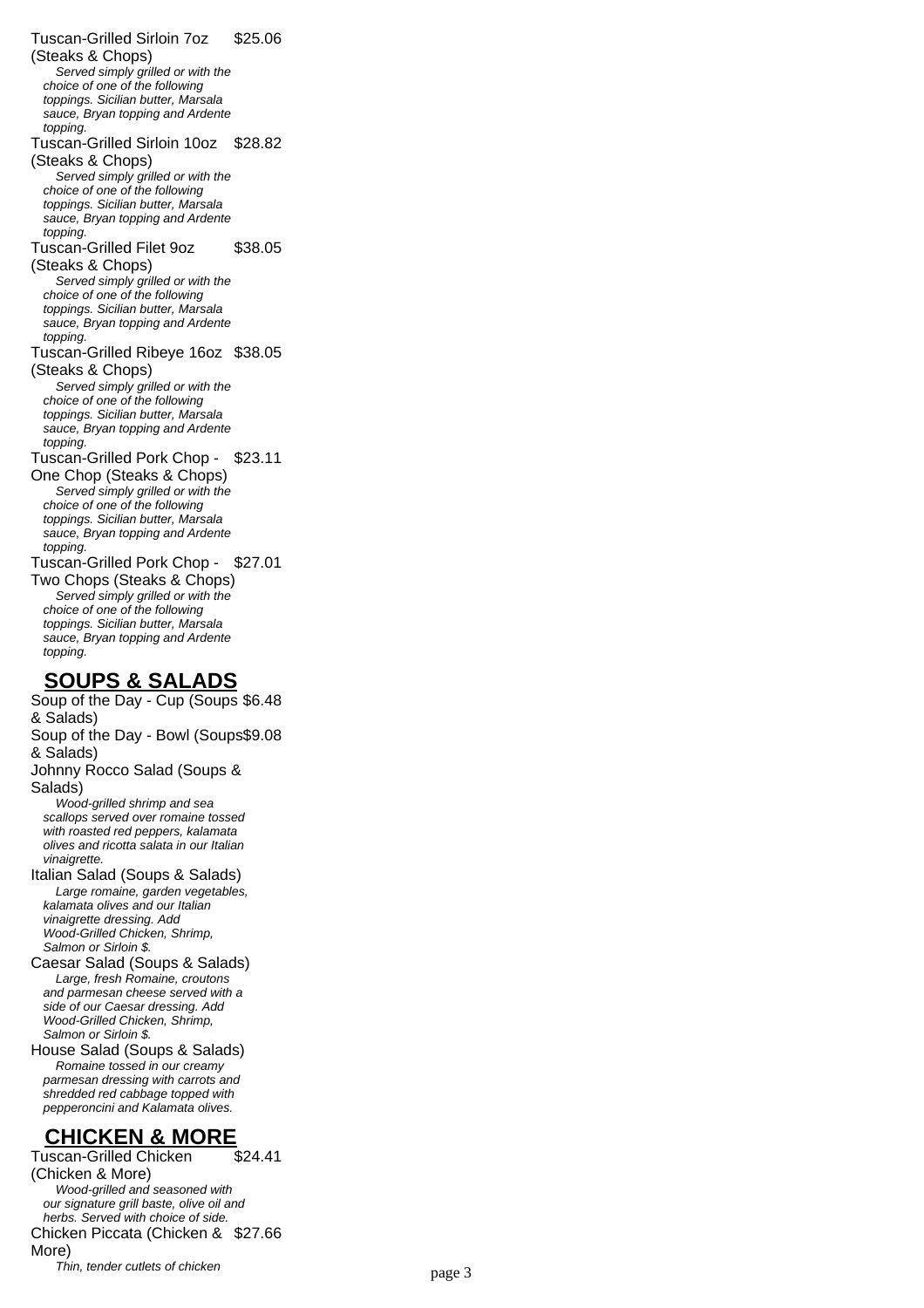Tuscan-Grilled Sirloin 7oz (Steaks & Chops) $25.06

*Served simply grilled or with the choice of one of the following toppings. Sicilian butter, Marsala sauce, Bryan topping and Ardente topping.*

Tuscan-Grilled Sirloin 10oz (Steaks & Chops) $28.82

*Served simply grilled or with the choice of one of the following toppings. Sicilian butter, Marsala sauce, Bryan topping and Ardente topping.*

Tuscan-Grilled Filet 9oz (Steaks & Chops) $38.05

*Served simply grilled or with the choice of one of the following toppings. Sicilian butter, Marsala sauce, Bryan topping and Ardente topping.*

Tuscan-Grilled Ribeye 16oz (Steaks & Chops) $38.05

*Served simply grilled or with the choice of one of the following toppings. Sicilian butter, Marsala sauce, Bryan topping and Ardente topping.*

Tuscan-Grilled Pork Chop - One Chop (Steaks & Chops) $23.11

*Served simply grilled or with the choice of one of the following toppings. Sicilian butter, Marsala sauce, Bryan topping and Ardente topping.*

Tuscan-Grilled Pork Chop - Two Chops (Steaks & Chops) $27.01

*Served simply grilled or with the choice of one of the following toppings. Sicilian butter, Marsala sauce, Bryan topping and Ardente topping.*

## SOUPS & SALADS

Soup of the Day - Cup (Soups & Salads) $6.48

Soup of the Day - Bowl (Soups & Salads) $9.08

Johnny Rocco Salad (Soups & Salads)

*Wood-grilled shrimp and sea scallops served over romaine tossed with roasted red peppers, kalamata olives and ricotta salata in our Italian vinaigrette.*

Italian Salad (Soups & Salads)

*Large romaine, garden vegetables, kalamata olives and our Italian vinaigrette dressing. Add Wood-Grilled Chicken, Shrimp, Salmon or Sirloin $.*

Caesar Salad (Soups & Salads)

*Large, fresh Romaine, croutons and parmesan cheese served with a side of our Caesar dressing. Add Wood-Grilled Chicken, Shrimp, Salmon or Sirloin $.*

House Salad (Soups & Salads)

*Romaine tossed in our creamy parmesan dressing with carrots and shredded red cabbage topped with pepperoncini and Kalamata olives.*

## CHICKEN & MORE

Tuscan-Grilled Chicken (Chicken & More) $24.41

*Wood-grilled and seasoned with our signature grill baste, olive oil and herbs. Served with choice of side.*

Chicken Piccata (Chicken & More) $27.66

*Thin, tender cutlets of chicken*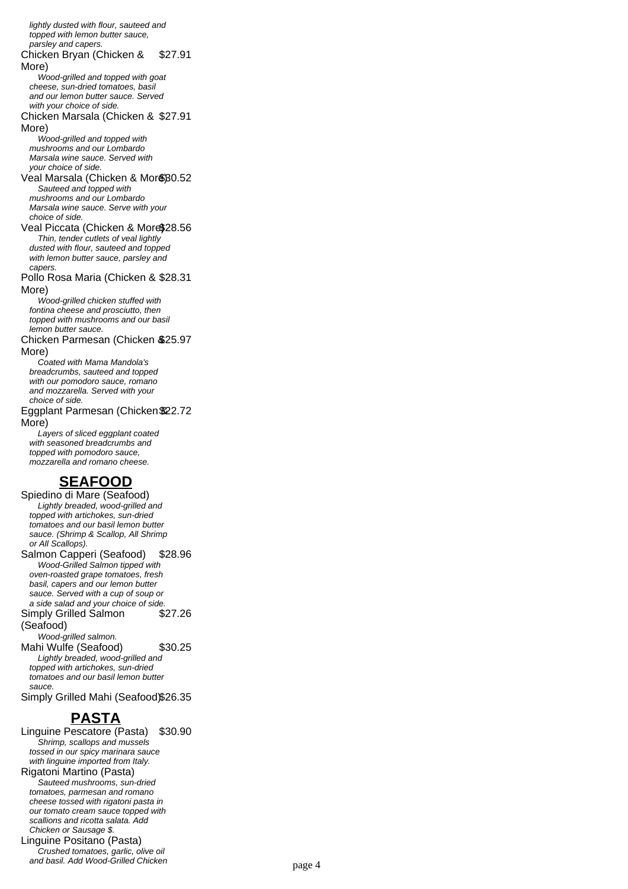*lightly dusted with flour, sauteed and topped with lemon butter sauce, parsley and capers.*

Chicken Bryan (Chicken & More) $27.91

*Wood-grilled and topped with goat cheese, sun-dried tomatoes, basil and our lemon butter sauce. Served with your choice of side.*

Chicken Marsala (Chicken & More) $27.91

*Wood-grilled and topped with mushrooms and our Lombardo Marsala wine sauce. Served with your choice of side.*

Veal Marsala (Chicken & More) $30.52

*Sauteed and topped with mushrooms and our Lombardo Marsala wine sauce. Serve with your choice of side.*

Veal Piccata (Chicken & More) $28.56

*Thin, tender cutlets of veal lightly dusted with flour, sauteed and topped with lemon butter sauce, parsley and capers.*

Pollo Rosa Maria (Chicken & More) $28.31

*Wood-grilled chicken stuffed with fontina cheese and prosciutto, then topped with mushrooms and our basil lemon butter sauce.*

Chicken Parmesan (Chicken & More) $25.97

*Coated with Mama Mandola's breadcrumbs, sauteed and topped with our pomodoro sauce, romano and mozzarella. Served with your choice of side.*

Eggplant Parmesan (Chicken & More) $22.72

*Layers of sliced eggplant coated with seasoned breadcrumbs and topped with pomodoro sauce, mozzarella and romano cheese.*

## SEAFOOD

Spiedino di Mare (Seafood)

*Lightly breaded, wood-grilled and topped with artichokes, sun-dried tomatoes and our basil lemon butter sauce. (Shrimp & Scallop, All Shrimp or All Scallops).*

Salmon Capperi (Seafood) $28.96

*Wood-Grilled Salmon tipped with oven-roasted grape tomatoes, fresh basil, capers and our lemon butter sauce. Served with a cup of soup or a side salad and your choice of side.*

Simply Grilled Salmon (Seafood) $27.26

*Wood-grilled salmon.*

Mahi Wulfe (Seafood) $30.25

*Lightly breaded, wood-grilled and topped with artichokes, sun-dried tomatoes and our basil lemon butter sauce.*

Simply Grilled Mahi (Seafood) $26.35

## PASTA

Linguine Pescatore (Pasta) $30.90

*Shrimp, scallops and mussels tossed in our spicy marinara sauce with linguine imported from Italy.*

Rigatoni Martino (Pasta)

*Sauteed mushrooms, sun-dried tomatoes, parmesan and romano cheese tossed with rigatoni pasta in our tomato cream sauce topped with scallions and ricotta salata. Add Chicken or Sausage $.*

Linguine Positano (Pasta)

*Crushed tomatoes, garlic, olive oil and basil. Add Wood-Grilled Chicken*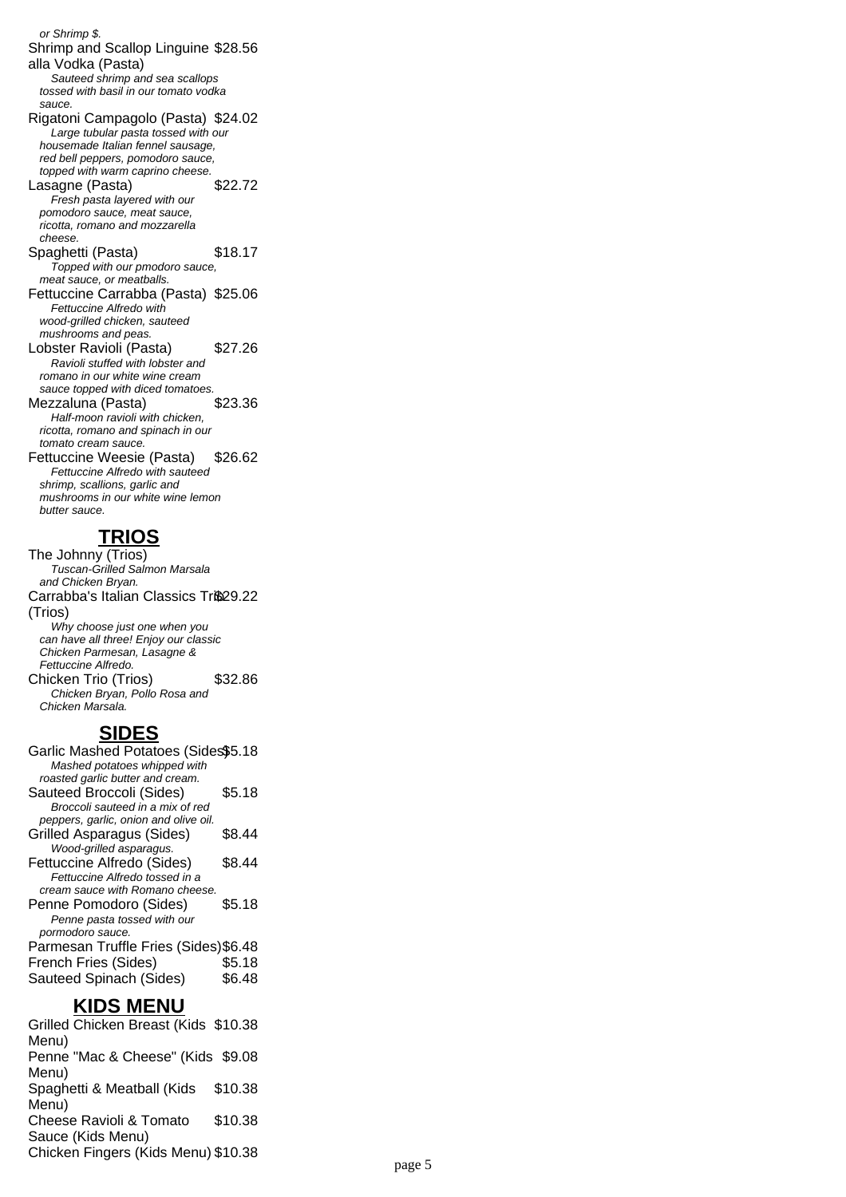or Shrimp $.

Shrimp and Scallop Linguine alla Vodka (Pasta) $28.56
*Sauteed shrimp and sea scallops tossed with basil in our tomato vodka sauce.*

Rigatoni Campagolo (Pasta) $24.02
*Large tubular pasta tossed with our housemade Italian fennel sausage, red bell peppers, pomodoro sauce, topped with warm caprino cheese.*

Lasagne (Pasta) $22.72
*Fresh pasta layered with our pomodoro sauce, meat sauce, ricotta, romano and mozzarella cheese.*

Spaghetti (Pasta) $18.17
*Topped with our pmodoro sauce, meat sauce, or meatballs.*

Fettuccine Carrabba (Pasta) $25.06
*Fettuccine Alfredo with wood-grilled chicken, sauteed mushrooms and peas.*

Lobster Ravioli (Pasta) $27.26
*Ravioli stuffed with lobster and romano in our white wine cream sauce topped with diced tomatoes.*

Mezzaluna (Pasta) $23.36
*Half-moon ravioli with chicken, ricotta, romano and spinach in our tomato cream sauce.*

Fettuccine Weesie (Pasta) $26.62
*Fettuccine Alfredo with sauteed shrimp, scallions, garlic and mushrooms in our white wine lemon butter sauce.*

## TRIOS

The Johnny (Trios)
*Tuscan-Grilled Salmon Marsala and Chicken Bryan.*

Carrabba's Italian Classics Trio (Trios) $29.22
*Why choose just one when you can have all three! Enjoy our classic Chicken Parmesan, Lasagne & Fettuccine Alfredo.*

Chicken Trio (Trios) $32.86
*Chicken Bryan, Pollo Rosa and Chicken Marsala.*

## SIDES

Garlic Mashed Potatoes (Sides) $5.18
*Mashed potatoes whipped with roasted garlic butter and cream.*

Sauteed Broccoli (Sides) $5.18
*Broccoli sauteed in a mix of red peppers, garlic, onion and olive oil.*

Grilled Asparagus (Sides) $8.44
*Wood-grilled asparagus.*

Fettuccine Alfredo (Sides) $8.44
*Fettuccine Alfredo tossed in a cream sauce with Romano cheese.*

Penne Pomodoro (Sides) $5.18
*Penne pasta tossed with our pormodoro sauce.*

Parmesan Truffle Fries (Sides) $6.48

French Fries (Sides) $5.18

Sauteed Spinach (Sides) $6.48

## KIDS MENU

Grilled Chicken Breast (Kids Menu) $10.38

Penne "Mac & Cheese" (Kids Menu) $9.08

Spaghetti & Meatball (Kids Menu) $10.38

Cheese Ravioli & Tomato Sauce (Kids Menu) $10.38

Chicken Fingers (Kids Menu) $10.38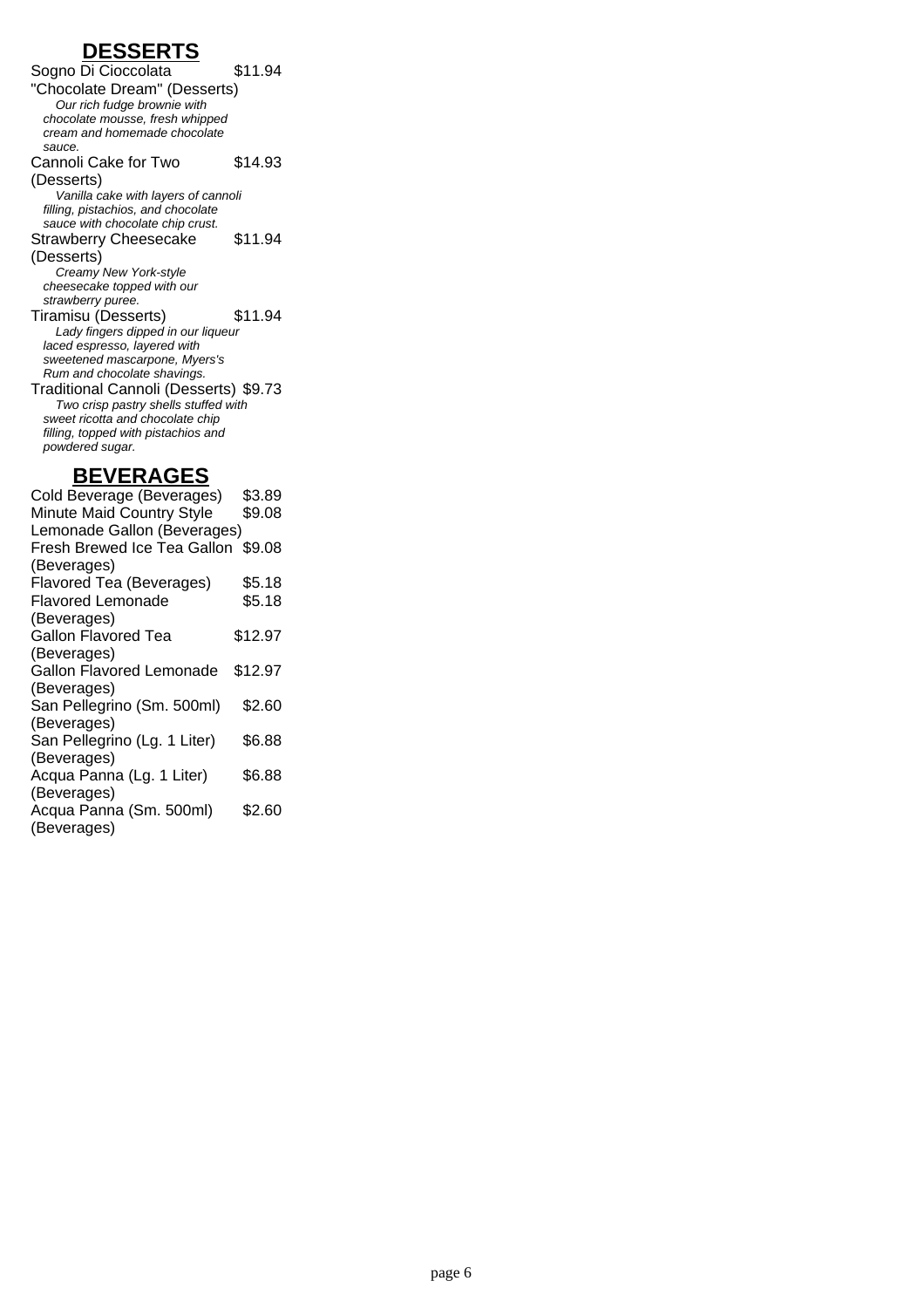## DESSERTS

Sogno Di Cioccolata "Chocolate Dream" (Desserts) $11.94

*Our rich fudge brownie with chocolate mousse, fresh whipped cream and homemade chocolate sauce.*

Cannoli Cake for Two (Desserts) $14.93

*Vanilla cake with layers of cannoli filling, pistachios, and chocolate sauce with chocolate chip crust.*

Strawberry Cheesecake (Desserts) $11.94

*Creamy New York-style cheesecake topped with our strawberry puree.*

Tiramisu (Desserts) $11.94

*Lady fingers dipped in our liqueur laced espresso, layered with sweetened mascarpone, Myers's Rum and chocolate shavings.*

Traditional Cannoli (Desserts) $9.73

*Two crisp pastry shells stuffed with sweet ricotta and chocolate chip filling, topped with pistachios and powdered sugar.*

## BEVERAGES

Cold Beverage (Beverages) $3.89

Minute Maid Country Style Lemonade Gallon (Beverages) $9.08

Fresh Brewed Ice Tea Gallon (Beverages) $9.08

Flavored Tea (Beverages) $5.18

Flavored Lemonade (Beverages) $5.18

Gallon Flavored Tea (Beverages) $12.97

Gallon Flavored Lemonade (Beverages) $12.97

San Pellegrino (Sm. 500ml) (Beverages) $2.60

San Pellegrino (Lg. 1 Liter) (Beverages) $6.88

Acqua Panna (Lg. 1 Liter) (Beverages) $6.88

Acqua Panna (Sm. 500ml) (Beverages) $2.60